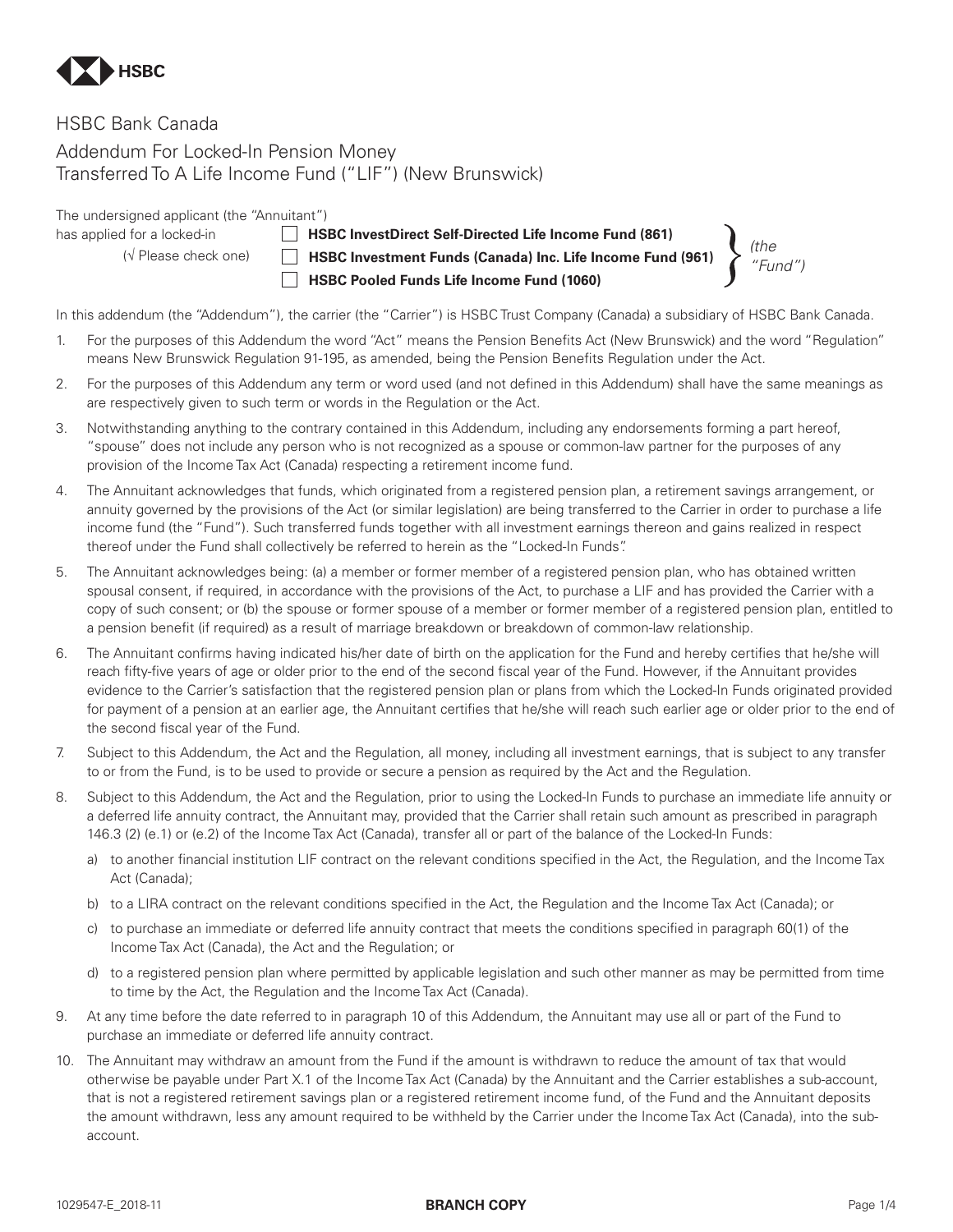HSBC

HSBC Bank Canada

# Addendum For Locked-In Pension Money Transferred To A Life Income Fund ("LIF") (New Brunswick)

The undersigned applicant (the "Annuitant") has applied for a locked-in (√ Please check one)

- ☐ **HSBC InvestDirect Self-Directed Life Income Fund (861)**
- ☐ **HSBC Investment Funds (Canada) Inc. Life Income Fund (961)**
- ☐ **HSBC Pooled Funds Life Income Fund (1060)**

*(the "Fund")*

In this addendum (the "Addendum"), the carrier (the "Carrier") is HSBC Trust Company (Canada) a subsidiary of HSBC Bank Canada.

1. For the purposes of this Addendum the word "Act" means the Pension Benefits Act (New Brunswick) and the word "Regulation" means New Brunswick Regulation 91-195, as amended, being the Pension Benefits Regulation under the Act.
2. For the purposes of this Addendum any term or word used (and not defined in this Addendum) shall have the same meanings as are respectively given to such term or words in the Regulation or the Act.
3. Notwithstanding anything to the contrary contained in this Addendum, including any endorsements forming a part hereof, "spouse" does not include any person who is not recognized as a spouse or common-law partner for the purposes of any provision of the Income Tax Act (Canada) respecting a retirement income fund.
4. The Annuitant acknowledges that funds, which originated from a registered pension plan, a retirement savings arrangement, or annuity governed by the provisions of the Act (or similar legislation) are being transferred to the Carrier in order to purchase a life income fund (the "Fund"). Such transferred funds together with all investment earnings thereon and gains realized in respect thereof under the Fund shall collectively be referred to herein as the "Locked-In Funds".
5. The Annuitant acknowledges being: (a) a member or former member of a registered pension plan, who has obtained written spousal consent, if required, in accordance with the provisions of the Act, to purchase a LIF and has provided the Carrier with a copy of such consent; or (b) the spouse or former spouse of a member or former member of a registered pension plan, entitled to a pension benefit (if required) as a result of marriage breakdown or breakdown of common-law relationship.
6. The Annuitant confirms having indicated his/her date of birth on the application for the Fund and hereby certifies that he/she will reach fifty-five years of age or older prior to the end of the second fiscal year of the Fund. However, if the Annuitant provides evidence to the Carrier's satisfaction that the registered pension plan or plans from which the Locked-In Funds originated provided for payment of a pension at an earlier age, the Annuitant certifies that he/she will reach such earlier age or older prior to the end of the second fiscal year of the Fund.
7. Subject to this Addendum, the Act and the Regulation, all money, including all investment earnings, that is subject to any transfer to or from the Fund, is to be used to provide or secure a pension as required by the Act and the Regulation.
8. Subject to this Addendum, the Act and the Regulation, prior to using the Locked-In Funds to purchase an immediate life annuity or a deferred life annuity contract, the Annuitant may, provided that the Carrier shall retain such amount as prescribed in paragraph 146.3 (2) (e.1) or (e.2) of the Income Tax Act (Canada), transfer all or part of the balance of the Locked-In Funds:
   a) to another financial institution LIF contract on the relevant conditions specified in the Act, the Regulation, and the Income Tax Act (Canada);
   b) to a LIRA contract on the relevant conditions specified in the Act, the Regulation and the Income Tax Act (Canada); or
   c) to purchase an immediate or deferred life annuity contract that meets the conditions specified in paragraph 60(1) of the Income Tax Act (Canada), the Act and the Regulation; or
   d) to a registered pension plan where permitted by applicable legislation and such other manner as may be permitted from time to time by the Act, the Regulation and the Income Tax Act (Canada).
9. At any time before the date referred to in paragraph 10 of this Addendum, the Annuitant may use all or part of the Fund to purchase an immediate or deferred life annuity contract.
10. The Annuitant may withdraw an amount from the Fund if the amount is withdrawn to reduce the amount of tax that would otherwise be payable under Part X.1 of the Income Tax Act (Canada) by the Annuitant and the Carrier establishes a sub-account, that is not a registered retirement savings plan or a registered retirement income fund, of the Fund and the Annuitant deposits the amount withdrawn, less any amount required to be withheld by the Carrier under the Income Tax Act (Canada), into the sub-account.

1029547-E_2018-11 **BRANCH COPY**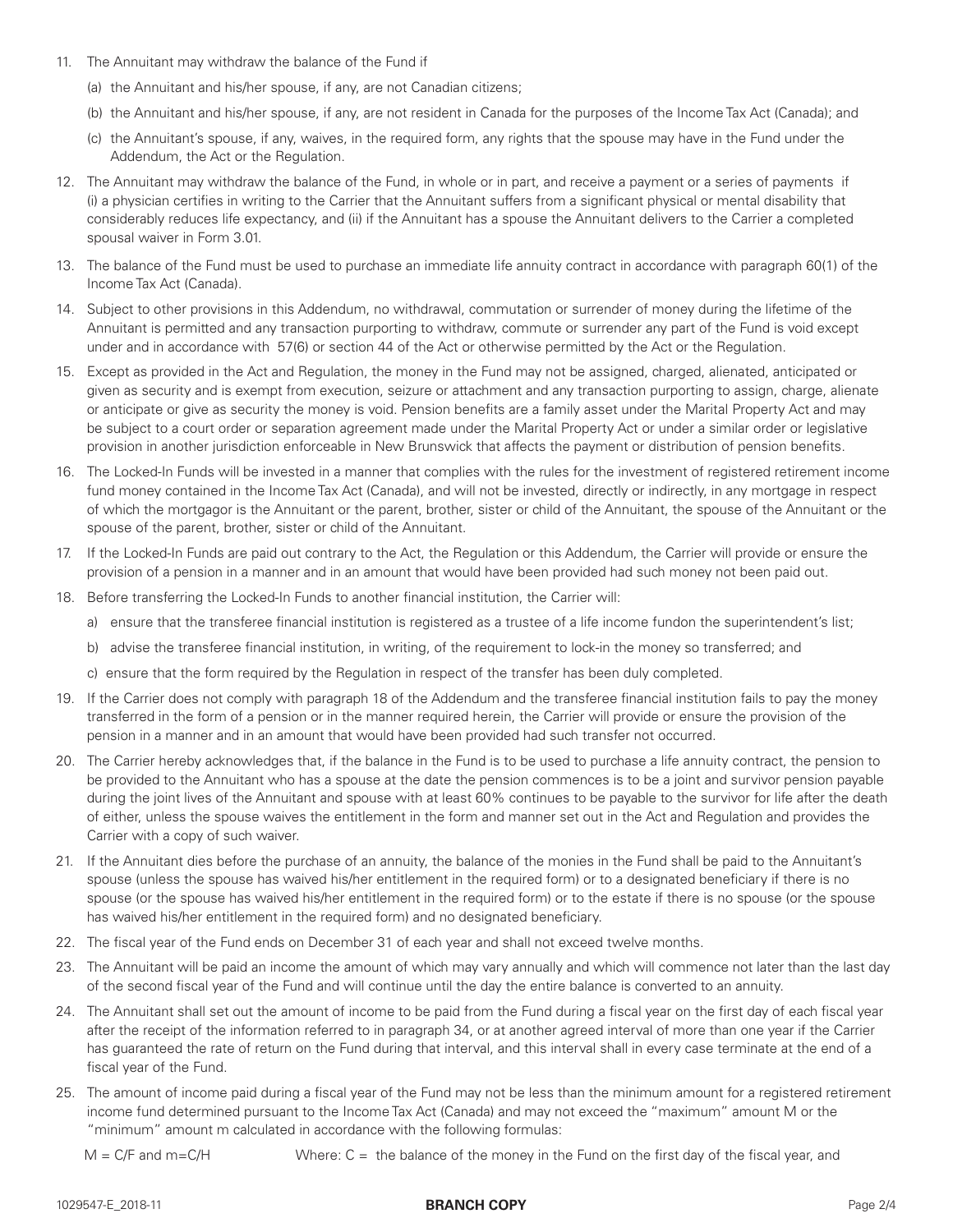11. The Annuitant may withdraw the balance of the Fund if

    (a) the Annuitant and his/her spouse, if any, are not Canadian citizens;

    (b) the Annuitant and his/her spouse, if any, are not resident in Canada for the purposes of the Income Tax Act (Canada); and

    (c) the Annuitant's spouse, if any, waives, in the required form, any rights that the spouse may have in the Fund under the Addendum, the Act or the Regulation.

12. The Annuitant may withdraw the balance of the Fund, in whole or in part, and receive a payment or a series of payments if (i) a physician certifies in writing to the Carrier that the Annuitant suffers from a significant physical or mental disability that considerably reduces life expectancy, and (ii) if the Annuitant has a spouse the Annuitant delivers to the Carrier a completed spousal waiver in Form 3.01.

13. The balance of the Fund must be used to purchase an immediate life annuity contract in accordance with paragraph 60(1) of the Income Tax Act (Canada).

14. Subject to other provisions in this Addendum, no withdrawal, commutation or surrender of money during the lifetime of the Annuitant is permitted and any transaction purporting to withdraw, commute or surrender any part of the Fund is void except under and in accordance with 57(6) or section 44 of the Act or otherwise permitted by the Act or the Regulation.

15. Except as provided in the Act and Regulation, the money in the Fund may not be assigned, charged, alienated, anticipated or given as security and is exempt from execution, seizure or attachment and any transaction purporting to assign, charge, alienate or anticipate or give as security the money is void. Pension benefits are a family asset under the Marital Property Act and may be subject to a court order or separation agreement made under the Marital Property Act or under a similar order or legislative provision in another jurisdiction enforceable in New Brunswick that affects the payment or distribution of pension benefits.

16. The Locked-In Funds will be invested in a manner that complies with the rules for the investment of registered retirement income fund money contained in the Income Tax Act (Canada), and will not be invested, directly or indirectly, in any mortgage in respect of which the mortgagor is the Annuitant or the parent, brother, sister or child of the Annuitant, the spouse of the Annuitant or the spouse of the parent, brother, sister or child of the Annuitant.

17. If the Locked-In Funds are paid out contrary to the Act, the Regulation or this Addendum, the Carrier will provide or ensure the provision of a pension in a manner and in an amount that would have been provided had such money not been paid out.

18. Before transferring the Locked-In Funds to another financial institution, the Carrier will:

    a) ensure that the transferee financial institution is registered as a trustee of a life income fundon the superintendent's list;

    b) advise the transferee financial institution, in writing, of the requirement to lock-in the money so transferred; and

    c) ensure that the form required by the Regulation in respect of the transfer has been duly completed.

19. If the Carrier does not comply with paragraph 18 of the Addendum and the transferee financial institution fails to pay the money transferred in the form of a pension or in the manner required herein, the Carrier will provide or ensure the provision of the pension in a manner and in an amount that would have been provided had such transfer not occurred.

20. The Carrier hereby acknowledges that, if the balance in the Fund is to be used to purchase a life annuity contract, the pension to be provided to the Annuitant who has a spouse at the date the pension commences is to be a joint and survivor pension payable during the joint lives of the Annuitant and spouse with at least 60% continues to be payable to the survivor for life after the death of either, unless the spouse waives the entitlement in the form and manner set out in the Act and Regulation and provides the Carrier with a copy of such waiver.

21. If the Annuitant dies before the purchase of an annuity, the balance of the monies in the Fund shall be paid to the Annuitant's spouse (unless the spouse has waived his/her entitlement in the required form) or to a designated beneficiary if there is no spouse (or the spouse has waived his/her entitlement in the required form) or to the estate if there is no spouse (or the spouse has waived his/her entitlement in the required form) and no designated beneficiary.

22. The fiscal year of the Fund ends on December 31 of each year and shall not exceed twelve months.

23. The Annuitant will be paid an income the amount of which may vary annually and which will commence not later than the last day of the second fiscal year of the Fund and will continue until the day the entire balance is converted to an annuity.

24. The Annuitant shall set out the amount of income to be paid from the Fund during a fiscal year on the first day of each fiscal year after the receipt of the information referred to in paragraph 34, or at another agreed interval of more than one year if the Carrier has guaranteed the rate of return on the Fund during that interval, and this interval shall in every case terminate at the end of a fiscal year of the Fund.

25. The amount of income paid during a fiscal year of the Fund may not be less than the minimum amount for a registered retirement income fund determined pursuant to the Income Tax Act (Canada) and may not exceed the "maximum" amount M or the "minimum" amount m calculated in accordance with the following formulas:

    $M = C/F$ and $m=C/H$ Where: $C$ = the balance of the money in the Fund on the first day of the fiscal year, and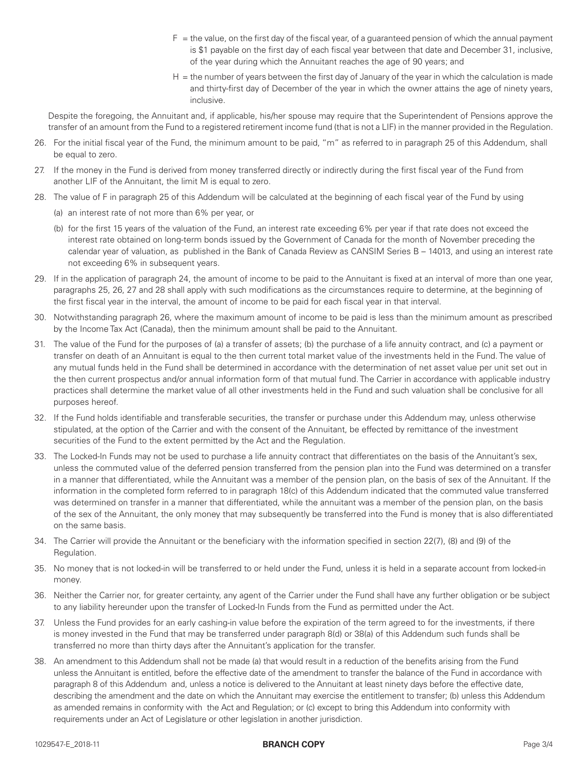F = the value, on the first day of the fiscal year, of a guaranteed pension of which the annual payment is $1 payable on the first day of each fiscal year between that date and December 31, inclusive, of the year during which the Annuitant reaches the age of 90 years; and

H = the number of years between the first day of January of the year in which the calculation is made and thirty-first day of December of the year in which the owner attains the age of ninety years, inclusive.

Despite the foregoing, the Annuitant and, if applicable, his/her spouse may require that the Superintendent of Pensions approve the transfer of an amount from the Fund to a registered retirement income fund (that is not a LIF) in the manner provided in the Regulation.

26. For the initial fiscal year of the Fund, the minimum amount to be paid, "m" as referred to in paragraph 25 of this Addendum, shall be equal to zero.

27. If the money in the Fund is derived from money transferred directly or indirectly during the first fiscal year of the Fund from another LIF of the Annuitant, the limit M is equal to zero.

28. The value of F in paragraph 25 of this Addendum will be calculated at the beginning of each fiscal year of the Fund by using
    (a) an interest rate of not more than 6% per year, or
    (b) for the first 15 years of the valuation of the Fund, an interest rate exceeding 6% per year if that rate does not exceed the interest rate obtained on long-term bonds issued by the Government of Canada for the month of November preceding the calendar year of valuation, as published in the Bank of Canada Review as CANSIM Series B – 14013, and using an interest rate not exceeding 6% in subsequent years.

29. If in the application of paragraph 24, the amount of income to be paid to the Annuitant is fixed at an interval of more than one year, paragraphs 25, 26, 27 and 28 shall apply with such modifications as the circumstances require to determine, at the beginning of the first fiscal year in the interval, the amount of income to be paid for each fiscal year in that interval.

30. Notwithstanding paragraph 26, where the maximum amount of income to be paid is less than the minimum amount as prescribed by the Income Tax Act (Canada), then the minimum amount shall be paid to the Annuitant.

31. The value of the Fund for the purposes of (a) a transfer of assets; (b) the purchase of a life annuity contract, and (c) a payment or transfer on death of an Annuitant is equal to the then current total market value of the investments held in the Fund. The value of any mutual funds held in the Fund shall be determined in accordance with the determination of net asset value per unit set out in the then current prospectus and/or annual information form of that mutual fund. The Carrier in accordance with applicable industry practices shall determine the market value of all other investments held in the Fund and such valuation shall be conclusive for all purposes hereof.

32. If the Fund holds identifiable and transferable securities, the transfer or purchase under this Addendum may, unless otherwise stipulated, at the option of the Carrier and with the consent of the Annuitant, be effected by remittance of the investment securities of the Fund to the extent permitted by the Act and the Regulation.

33. The Locked-In Funds may not be used to purchase a life annuity contract that differentiates on the basis of the Annuitant's sex, unless the commuted value of the deferred pension transferred from the pension plan into the Fund was determined on a transfer in a manner that differentiated, while the Annuitant was a member of the pension plan, on the basis of sex of the Annuitant. If the information in the completed form referred to in paragraph 18(c) of this Addendum indicated that the commuted value transferred was determined on transfer in a manner that differentiated, while the annuitant was a member of the pension plan, on the basis of the sex of the Annuitant, the only money that may subsequently be transferred into the Fund is money that is also differentiated on the same basis.

34. The Carrier will provide the Annuitant or the beneficiary with the information specified in section 22(7), (8) and (9) of the Regulation.

35. No money that is not locked-in will be transferred to or held under the Fund, unless it is held in a separate account from locked-in money.

36. Neither the Carrier nor, for greater certainty, any agent of the Carrier under the Fund shall have any further obligation or be subject to any liability hereunder upon the transfer of Locked-In Funds from the Fund as permitted under the Act.

37. Unless the Fund provides for an early cashing-in value before the expiration of the term agreed to for the investments, if there is money invested in the Fund that may be transferred under paragraph 8(d) or 38(a) of this Addendum such funds shall be transferred no more than thirty days after the Annuitant's application for the transfer.

38. An amendment to this Addendum shall not be made (a) that would result in a reduction of the benefits arising from the Fund unless the Annuitant is entitled, before the effective date of the amendment to transfer the balance of the Fund in accordance with paragraph 8 of this Addendum and, unless a notice is delivered to the Annuitant at least ninety days before the effective date, describing the amendment and the date on which the Annuitant may exercise the entitlement to transfer; (b) unless this Addendum as amended remains in conformity with the Act and Regulation; or (c) except to bring this Addendum into conformity with requirements under an Act of Legislature or other legislation in another jurisdiction.

1029547-E_2018-11 **BRANCH COPY**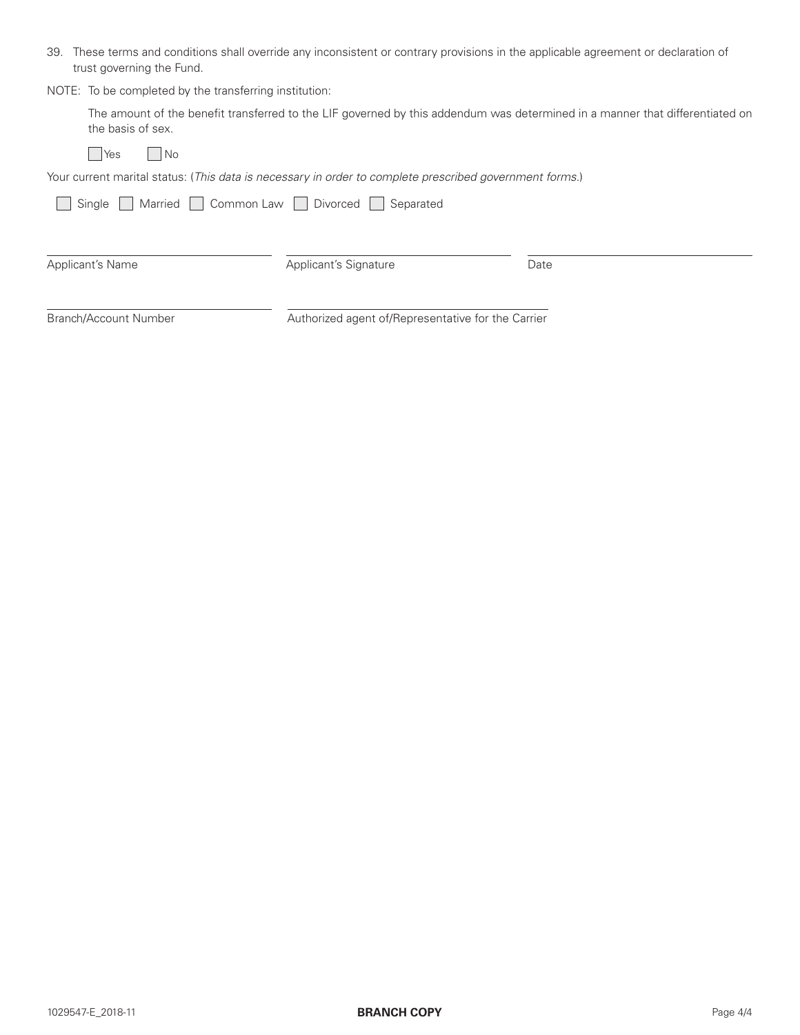39. These terms and conditions shall override any inconsistent or contrary provisions in the applicable agreement or declaration of trust governing the Fund.

NOTE: To be completed by the transferring institution:

The amount of the benefit transferred to the LIF governed by this addendum was determined in a manner that differentiated on the basis of sex.

☐ Yes ☐ No

Your current marital status: (*This data is necessary in order to complete prescribed government forms.*)

☐ Single ☐ Married ☐ Common Law ☐ Divorced ☐ Separated

| | | |
|---|---|---|
| Applicant's Name | Applicant's Signature | Date |

| | |
|---|---|
| Branch/Account Number | Authorized agent of/Representative for the Carrier |

1029547-E_2018-11

**BRANCH COPY**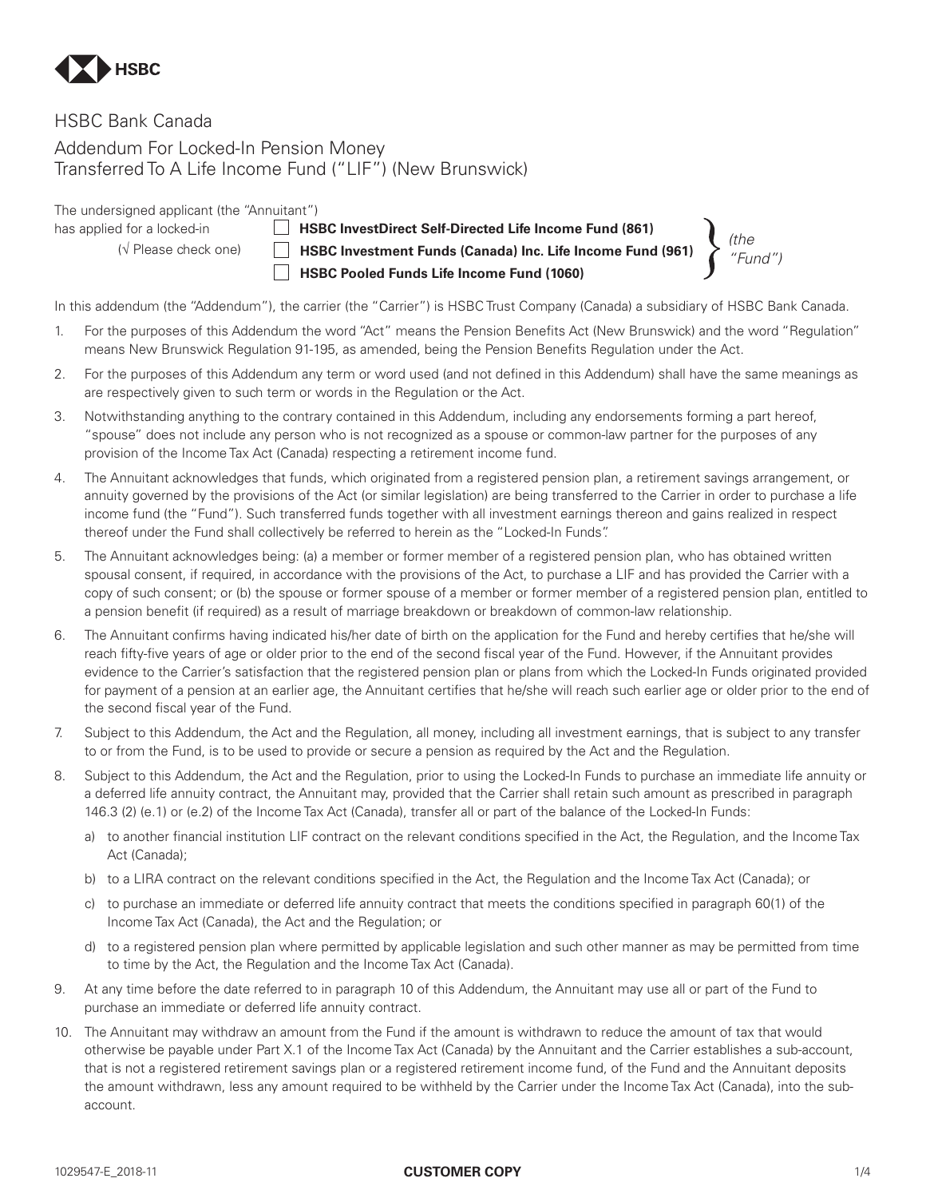HSBC

HSBC Bank Canada

# Addendum For Locked-In Pension Money Transferred To A Life Income Fund ("LIF") (New Brunswick)

The undersigned applicant (the "Annuitant") has applied for a locked-in (√ Please check one)

- ☐ **HSBC InvestDirect Self-Directed Life Income Fund (861)**
- ☐ **HSBC Investment Funds (Canada) Inc. Life Income Fund (961)**
- ☐ **HSBC Pooled Funds Life Income Fund (1060)**

*(the "Fund")*

In this addendum (the "Addendum"), the carrier (the "Carrier") is HSBC Trust Company (Canada) a subsidiary of HSBC Bank Canada.

1. For the purposes of this Addendum the word "Act" means the Pension Benefits Act (New Brunswick) and the word "Regulation" means New Brunswick Regulation 91-195, as amended, being the Pension Benefits Regulation under the Act.
2. For the purposes of this Addendum any term or word used (and not defined in this Addendum) shall have the same meanings as are respectively given to such term or words in the Regulation or the Act.
3. Notwithstanding anything to the contrary contained in this Addendum, including any endorsements forming a part hereof, "spouse" does not include any person who is not recognized as a spouse or common-law partner for the purposes of any provision of the Income Tax Act (Canada) respecting a retirement income fund.
4. The Annuitant acknowledges that funds, which originated from a registered pension plan, a retirement savings arrangement, or annuity governed by the provisions of the Act (or similar legislation) are being transferred to the Carrier in order to purchase a life income fund (the "Fund"). Such transferred funds together with all investment earnings thereon and gains realized in respect thereof under the Fund shall collectively be referred to herein as the "Locked-In Funds".
5. The Annuitant acknowledges being: (a) a member or former member of a registered pension plan, who has obtained written spousal consent, if required, in accordance with the provisions of the Act, to purchase a LIF and has provided the Carrier with a copy of such consent; or (b) the spouse or former spouse of a member or former member of a registered pension plan, entitled to a pension benefit (if required) as a result of marriage breakdown or breakdown of common-law relationship.
6. The Annuitant confirms having indicated his/her date of birth on the application for the Fund and hereby certifies that he/she will reach fifty-five years of age or older prior to the end of the second fiscal year of the Fund. However, if the Annuitant provides evidence to the Carrier's satisfaction that the registered pension plan or plans from which the Locked-In Funds originated provided for payment of a pension at an earlier age, the Annuitant certifies that he/she will reach such earlier age or older prior to the end of the second fiscal year of the Fund.
7. Subject to this Addendum, the Act and the Regulation, all money, including all investment earnings, that is subject to any transfer to or from the Fund, is to be used to provide or secure a pension as required by the Act and the Regulation.
8. Subject to this Addendum, the Act and the Regulation, prior to using the Locked-In Funds to purchase an immediate life annuity or a deferred life annuity contract, the Annuitant may, provided that the Carrier shall retain such amount as prescribed in paragraph 146.3 (2) (e.1) or (e.2) of the Income Tax Act (Canada), transfer all or part of the balance of the Locked-In Funds:
   a) to another financial institution LIF contract on the relevant conditions specified in the Act, the Regulation, and the Income Tax Act (Canada);
   b) to a LIRA contract on the relevant conditions specified in the Act, the Regulation and the Income Tax Act (Canada); or
   c) to purchase an immediate or deferred life annuity contract that meets the conditions specified in paragraph 60(1) of the Income Tax Act (Canada), the Act and the Regulation; or
   d) to a registered pension plan where permitted by applicable legislation and such other manner as may be permitted from time to time by the Act, the Regulation and the Income Tax Act (Canada).
9. At any time before the date referred to in paragraph 10 of this Addendum, the Annuitant may use all or part of the Fund to purchase an immediate or deferred life annuity contract.
10. The Annuitant may withdraw an amount from the Fund if the amount is withdrawn to reduce the amount of tax that would otherwise be payable under Part X.1 of the Income Tax Act (Canada) by the Annuitant and the Carrier establishes a sub-account, that is not a registered retirement savings plan or a registered retirement income fund, of the Fund and the Annuitant deposits the amount withdrawn, less any amount required to be withheld by the Carrier under the Income Tax Act (Canada), into the sub-account.

1029547-E_2018-11 **CUSTOMER COPY**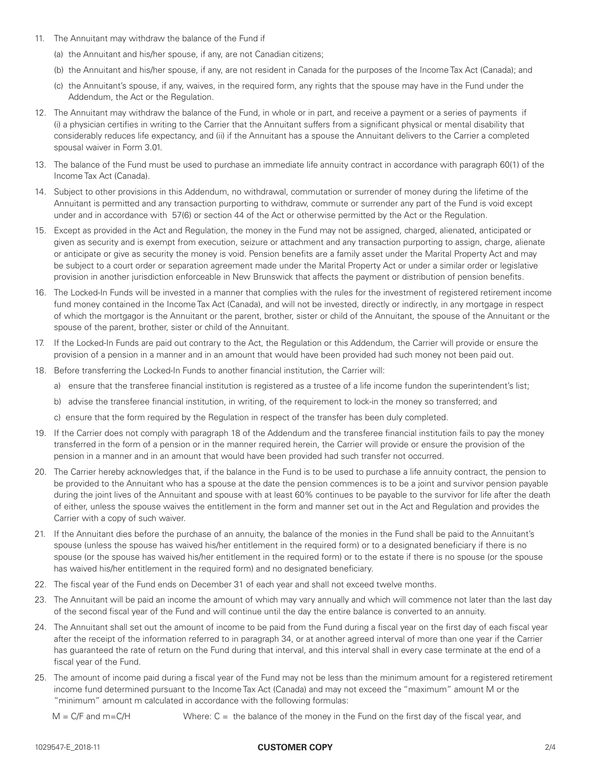11. The Annuitant may withdraw the balance of the Fund if
    (a) the Annuitant and his/her spouse, if any, are not Canadian citizens;
    (b) the Annuitant and his/her spouse, if any, are not resident in Canada for the purposes of the Income Tax Act (Canada); and
    (c) the Annuitant's spouse, if any, waives, in the required form, any rights that the spouse may have in the Fund under the Addendum, the Act or the Regulation.
12. The Annuitant may withdraw the balance of the Fund, in whole or in part, and receive a payment or a series of payments if (i) a physician certifies in writing to the Carrier that the Annuitant suffers from a significant physical or mental disability that considerably reduces life expectancy, and (ii) if the Annuitant has a spouse the Annuitant delivers to the Carrier a completed spousal waiver in Form 3.01.
13. The balance of the Fund must be used to purchase an immediate life annuity contract in accordance with paragraph 60(1) of the Income Tax Act (Canada).
14. Subject to other provisions in this Addendum, no withdrawal, commutation or surrender of money during the lifetime of the Annuitant is permitted and any transaction purporting to withdraw, commute or surrender any part of the Fund is void except under and in accordance with 57(6) or section 44 of the Act or otherwise permitted by the Act or the Regulation.
15. Except as provided in the Act and Regulation, the money in the Fund may not be assigned, charged, alienated, anticipated or given as security and is exempt from execution, seizure or attachment and any transaction purporting to assign, charge, alienate or anticipate or give as security the money is void. Pension benefits are a family asset under the Marital Property Act and may be subject to a court order or separation agreement made under the Marital Property Act or under a similar order or legislative provision in another jurisdiction enforceable in New Brunswick that affects the payment or distribution of pension benefits.
16. The Locked-In Funds will be invested in a manner that complies with the rules for the investment of registered retirement income fund money contained in the Income Tax Act (Canada), and will not be invested, directly or indirectly, in any mortgage in respect of which the mortgagor is the Annuitant or the parent, brother, sister or child of the Annuitant, the spouse of the Annuitant or the spouse of the parent, brother, sister or child of the Annuitant.
17. If the Locked-In Funds are paid out contrary to the Act, the Regulation or this Addendum, the Carrier will provide or ensure the provision of a pension in a manner and in an amount that would have been provided had such money not been paid out.
18. Before transferring the Locked-In Funds to another financial institution, the Carrier will:
    a) ensure that the transferee financial institution is registered as a trustee of a life income fundon the superintendent's list;
    b) advise the transferee financial institution, in writing, of the requirement to lock-in the money so transferred; and
    c) ensure that the form required by the Regulation in respect of the transfer has been duly completed.
19. If the Carrier does not comply with paragraph 18 of the Addendum and the transferee financial institution fails to pay the money transferred in the form of a pension or in the manner required herein, the Carrier will provide or ensure the provision of the pension in a manner and in an amount that would have been provided had such transfer not occurred.
20. The Carrier hereby acknowledges that, if the balance in the Fund is to be used to purchase a life annuity contract, the pension to be provided to the Annuitant who has a spouse at the date the pension commences is to be a joint and survivor pension payable during the joint lives of the Annuitant and spouse with at least 60% continues to be payable to the survivor for life after the death of either, unless the spouse waives the entitlement in the form and manner set out in the Act and Regulation and provides the Carrier with a copy of such waiver.
21. If the Annuitant dies before the purchase of an annuity, the balance of the monies in the Fund shall be paid to the Annuitant's spouse (unless the spouse has waived his/her entitlement in the required form) or to a designated beneficiary if there is no spouse (or the spouse has waived his/her entitlement in the required form) or to the estate if there is no spouse (or the spouse has waived his/her entitlement in the required form) and no designated beneficiary.
22. The fiscal year of the Fund ends on December 31 of each year and shall not exceed twelve months.
23. The Annuitant will be paid an income the amount of which may vary annually and which will commence not later than the last day of the second fiscal year of the Fund and will continue until the day the entire balance is converted to an annuity.
24. The Annuitant shall set out the amount of income to be paid from the Fund during a fiscal year on the first day of each fiscal year after the receipt of the information referred to in paragraph 34, or at another agreed interval of more than one year if the Carrier has guaranteed the rate of return on the Fund during that interval, and this interval shall in every case terminate at the end of a fiscal year of the Fund.
25. The amount of income paid during a fiscal year of the Fund may not be less than the minimum amount for a registered retirement income fund determined pursuant to the Income Tax Act (Canada) and may not exceed the "maximum" amount M or the "minimum" amount m calculated in accordance with the following formulas:

    $M = C/F$ and $m=C/H$ Where: $C =$ the balance of the money in the Fund on the first day of the fiscal year, and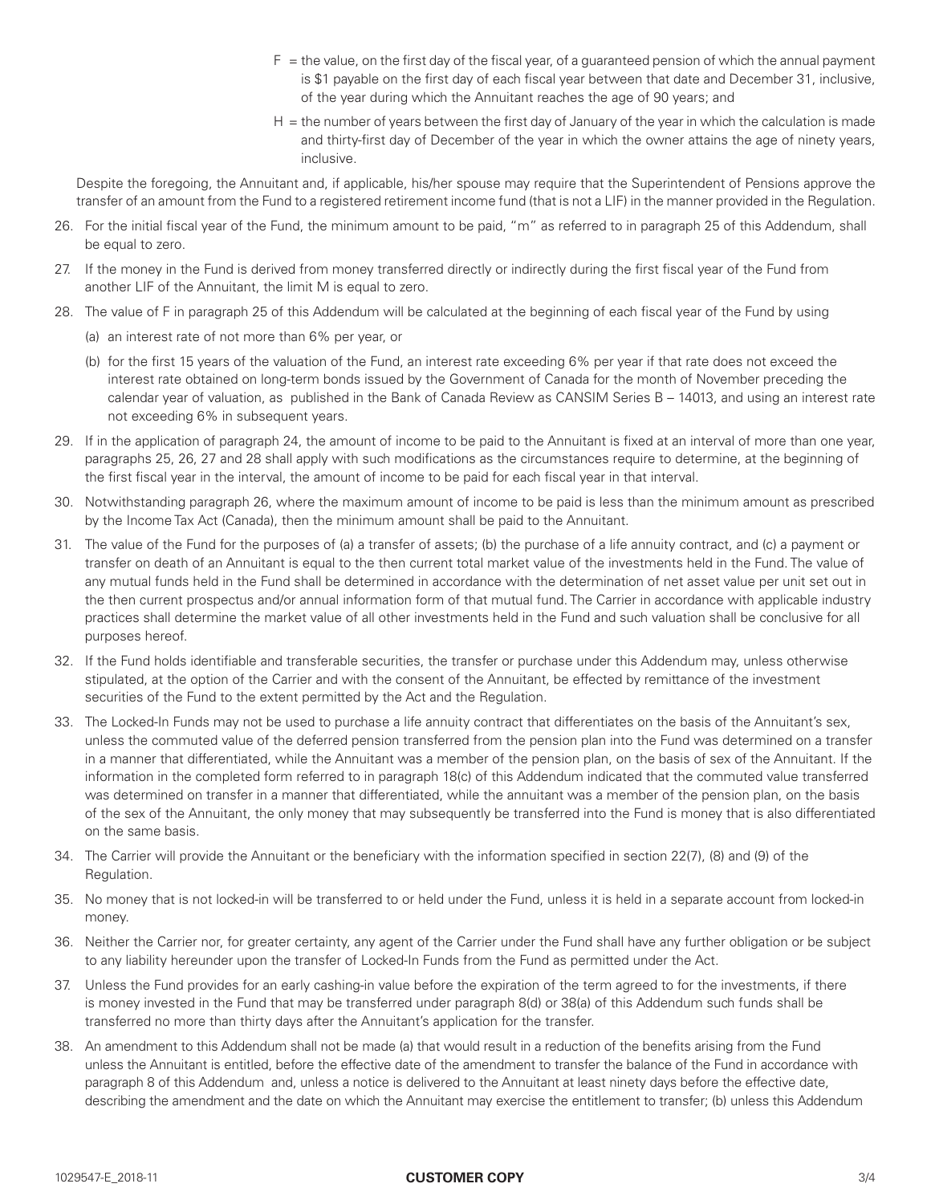F = the value, on the first day of the fiscal year, of a guaranteed pension of which the annual payment is $1 payable on the first day of each fiscal year between that date and December 31, inclusive, of the year during which the Annuitant reaches the age of 90 years; and

H = the number of years between the first day of January of the year in which the calculation is made and thirty-first day of December of the year in which the owner attains the age of ninety years, inclusive.

Despite the foregoing, the Annuitant and, if applicable, his/her spouse may require that the Superintendent of Pensions approve the transfer of an amount from the Fund to a registered retirement income fund (that is not a LIF) in the manner provided in the Regulation.

26. For the initial fiscal year of the Fund, the minimum amount to be paid, "m" as referred to in paragraph 25 of this Addendum, shall be equal to zero.
27. If the money in the Fund is derived from money transferred directly or indirectly during the first fiscal year of the Fund from another LIF of the Annuitant, the limit M is equal to zero.
28. The value of F in paragraph 25 of this Addendum will be calculated at the beginning of each fiscal year of the Fund by using
    (a) an interest rate of not more than 6% per year, or
    (b) for the first 15 years of the valuation of the Fund, an interest rate exceeding 6% per year if that rate does not exceed the interest rate obtained on long-term bonds issued by the Government of Canada for the month of November preceding the calendar year of valuation, as published in the Bank of Canada Review as CANSIM Series B – 14013, and using an interest rate not exceeding 6% in subsequent years.
29. If in the application of paragraph 24, the amount of income to be paid to the Annuitant is fixed at an interval of more than one year, paragraphs 25, 26, 27 and 28 shall apply with such modifications as the circumstances require to determine, at the beginning of the first fiscal year in the interval, the amount of income to be paid for each fiscal year in that interval.
30. Notwithstanding paragraph 26, where the maximum amount of income to be paid is less than the minimum amount as prescribed by the Income Tax Act (Canada), then the minimum amount shall be paid to the Annuitant.
31. The value of the Fund for the purposes of (a) a transfer of assets; (b) the purchase of a life annuity contract, and (c) a payment or transfer on death of an Annuitant is equal to the then current total market value of the investments held in the Fund. The value of any mutual funds held in the Fund shall be determined in accordance with the determination of net asset value per unit set out in the then current prospectus and/or annual information form of that mutual fund. The Carrier in accordance with applicable industry practices shall determine the market value of all other investments held in the Fund and such valuation shall be conclusive for all purposes hereof.
32. If the Fund holds identifiable and transferable securities, the transfer or purchase under this Addendum may, unless otherwise stipulated, at the option of the Carrier and with the consent of the Annuitant, be effected by remittance of the investment securities of the Fund to the extent permitted by the Act and the Regulation.
33. The Locked-In Funds may not be used to purchase a life annuity contract that differentiates on the basis of the Annuitant's sex, unless the commuted value of the deferred pension transferred from the pension plan into the Fund was determined on a transfer in a manner that differentiated, while the Annuitant was a member of the pension plan, on the basis of sex of the Annuitant. If the information in the completed form referred to in paragraph 18(c) of this Addendum indicated that the commuted value transferred was determined on transfer in a manner that differentiated, while the annuitant was a member of the pension plan, on the basis of the sex of the Annuitant, the only money that may subsequently be transferred into the Fund is money that is also differentiated on the same basis.
34. The Carrier will provide the Annuitant or the beneficiary with the information specified in section 22(7), (8) and (9) of the Regulation.
35. No money that is not locked-in will be transferred to or held under the Fund, unless it is held in a separate account from locked-in money.
36. Neither the Carrier nor, for greater certainty, any agent of the Carrier under the Fund shall have any further obligation or be subject to any liability hereunder upon the transfer of Locked-In Funds from the Fund as permitted under the Act.
37. Unless the Fund provides for an early cashing-in value before the expiration of the term agreed to for the investments, if there is money invested in the Fund that may be transferred under paragraph 8(d) or 38(a) of this Addendum such funds shall be transferred no more than thirty days after the Annuitant's application for the transfer.
38. An amendment to this Addendum shall not be made (a) that would result in a reduction of the benefits arising from the Fund unless the Annuitant is entitled, before the effective date of the amendment to transfer the balance of the Fund in accordance with paragraph 8 of this Addendum and, unless a notice is delivered to the Annuitant at least ninety days before the effective date, describing the amendment and the date on which the Annuitant may exercise the entitlement to transfer; (b) unless this Addendum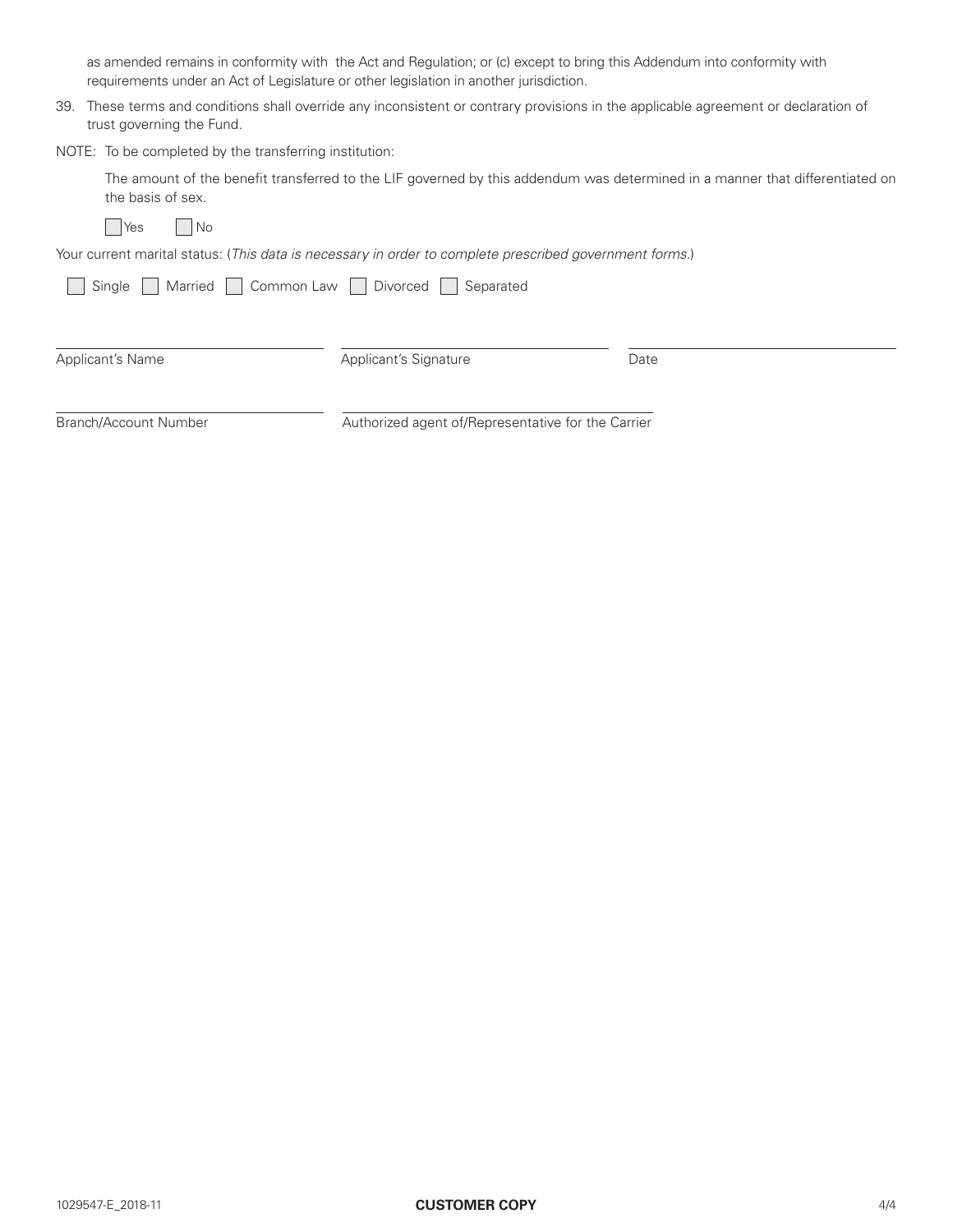as amended remains in conformity with the Act and Regulation; or (c) except to bring this Addendum into conformity with requirements under an Act of Legislature or other legislation in another jurisdiction.

39. These terms and conditions shall override any inconsistent or contrary provisions in the applicable agreement or declaration of trust governing the Fund.

NOTE: To be completed by the transferring institution:

The amount of the benefit transferred to the LIF governed by this addendum was determined in a manner that differentiated on the basis of sex.

☐ Yes ☐ No

Your current marital status: (*This data is necessary in order to complete prescribed government forms.*)

☐ Single ☐ Married ☐ Common Law ☐ Divorced ☐ Separated

| | | |
|---|---|---|
| Applicant's Name | Applicant's Signature | Date |
| Branch/Account Number | Authorized agent of/Representative for the Carrier | |

1029547-E_2018-11 **CUSTOMER COPY**